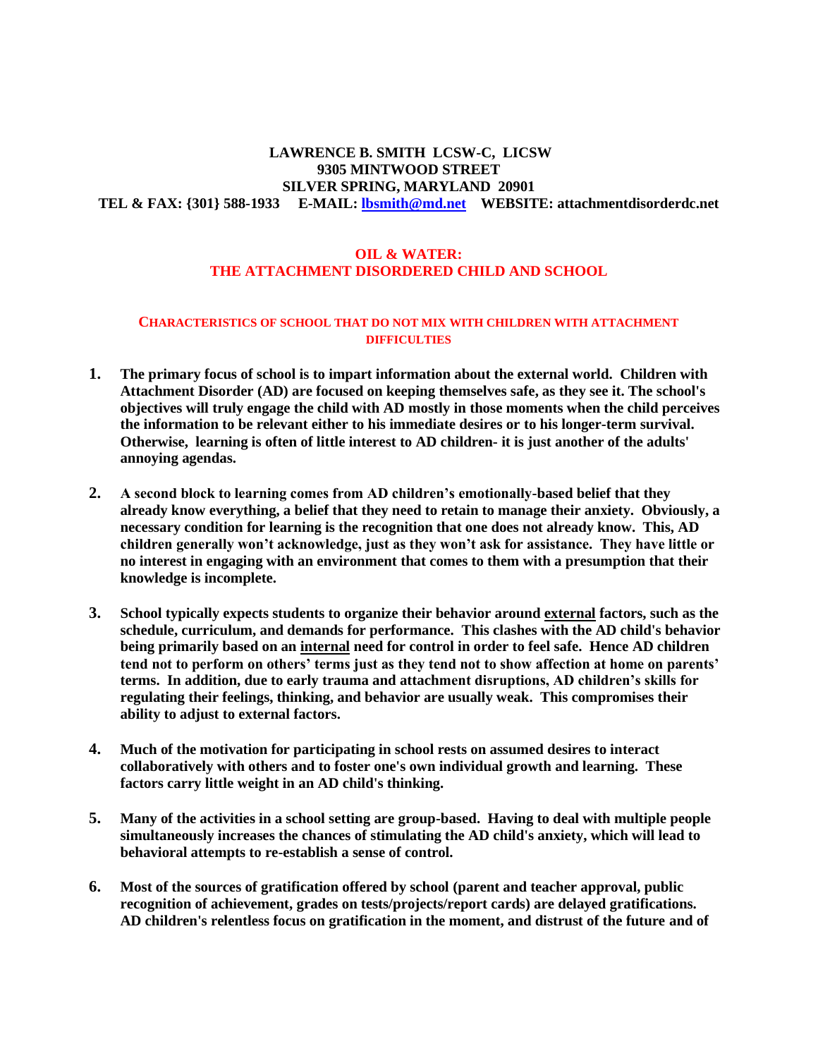**LAWRENCE B. SMITH LCSW-C, LICSW**
**9305 MINTWOOD STREET**
**SILVER SPRING, MARYLAND 20901**
**TEL & FAX: {301} 588-1933 E-MAIL: lbsmith@md.net WEBSITE: attachmentdisorderdc.net**

# OIL & WATER: THE ATTACHMENT DISORDERED CHILD AND SCHOOL

## CHARACTERISTICS OF SCHOOL THAT DO NOT MIX WITH CHILDREN WITH ATTACHMENT DIFFICULTIES

1. **The primary focus of school is to impart information about the external world. Children with Attachment Disorder (AD) are focused on keeping themselves safe, as they see it. The school's objectives will truly engage the child with AD mostly in those moments when the child perceives the information to be relevant either to his immediate desires or to his longer-term survival. Otherwise, learning is often of little interest to AD children- it is just another of the adults' annoying agendas.**

2. **A second block to learning comes from AD children's emotionally-based belief that they already know everything, a belief that they need to retain to manage their anxiety. Obviously, a necessary condition for learning is the recognition that one does not already know. This, AD children generally won't acknowledge, just as they won't ask for assistance. They have little or no interest in engaging with an environment that comes to them with a presumption that their knowledge is incomplete.**

3. **School typically expects students to organize their behavior around <u>external</u> factors, such as the schedule, curriculum, and demands for performance. This clashes with the AD child's behavior being primarily based on an <u>internal</u> need for control in order to feel safe. Hence AD children tend not to perform on others' terms just as they tend not to show affection at home on parents' terms. In addition, due to early trauma and attachment disruptions, AD children's skills for regulating their feelings, thinking, and behavior are usually weak. This compromises their ability to adjust to external factors.**

4. **Much of the motivation for participating in school rests on assumed desires to interact collaboratively with others and to foster one's own individual growth and learning. These factors carry little weight in an AD child's thinking.**

5. **Many of the activities in a school setting are group-based. Having to deal with multiple people simultaneously increases the chances of stimulating the AD child's anxiety, which will lead to behavioral attempts to re-establish a sense of control.**

6. **Most of the sources of gratification offered by school (parent and teacher approval, public recognition of achievement, grades on tests/projects/report cards) are delayed gratifications. AD children's relentless focus on gratification in the moment, and distrust of the future and of**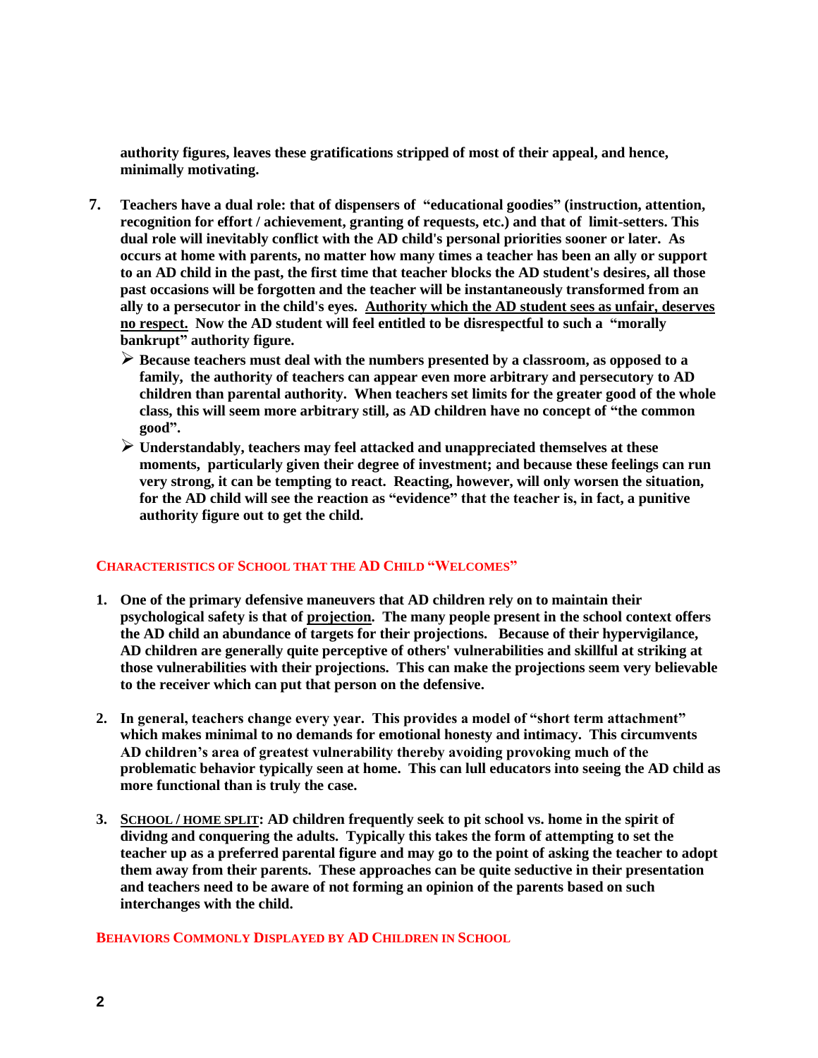**authority figures, leaves these gratifications stripped of most of their appeal, and hence, minimally motivating.**

7. **Teachers have a dual role: that of dispensers of "educational goodies" (instruction, attention, recognition for effort / achievement, granting of requests, etc.) and that of limit-setters. This dual role will inevitably conflict with the AD child's personal priorities sooner or later. As occurs at home with parents, no matter how many times a teacher has been an ally or support to an AD child in the past, the first time that teacher blocks the AD student's desires, all those past occasions will be forgotten and the teacher will be instantaneously transformed from an ally to a persecutor in the child's eyes. <u>Authority which the AD student sees as unfair, deserves no respect.</u> Now the AD student will feel entitled to be disrespectful to such a "morally bankrupt" authority figure.**
   - **Because teachers must deal with the numbers presented by a classroom, as opposed to a family, the authority of teachers can appear even more arbitrary and persecutory to AD children than parental authority. When teachers set limits for the greater good of the whole class, this will seem more arbitrary still, as AD children have no concept of "the common good".**
   - **Understandably, teachers may feel attacked and unappreciated themselves at these moments, particularly given their degree of investment; and because these feelings can run very strong, it can be tempting to react. Reacting, however, will only worsen the situation, for the AD child will see the reaction as "evidence" that the teacher is, in fact, a punitive authority figure out to get the child.**

## CHARACTERISTICS OF SCHOOL THAT THE AD CHILD "WELCOMES"

1. **One of the primary defensive maneuvers that AD children rely on to maintain their psychological safety is that of <u>projection</u>. The many people present in the school context offers the AD child an abundance of targets for their projections. Because of their hypervigilance, AD children are generally quite perceptive of others' vulnerabilities and skillful at striking at those vulnerabilities with their projections. This can make the projections seem very believable to the receiver which can put that person on the defensive.**

2. **In general, teachers change every year. This provides a model of "short term attachment" which makes minimal to no demands for emotional honesty and intimacy. This circumvents AD children's area of greatest vulnerability thereby avoiding provoking much of the problematic behavior typically seen at home. This can lull educators into seeing the AD child as more functional than is truly the case.**

3. **<u>SCHOOL / HOME SPLIT</u>: AD children frequently seek to pit school vs. home in the spirit of dividng and conquering the adults. Typically this takes the form of attempting to set the teacher up as a preferred parental figure and may go to the point of asking the teacher to adopt them away from their parents. These approaches can be quite seductive in their presentation and teachers need to be aware of not forming an opinion of the parents based on such interchanges with the child.**

## BEHAVIORS COMMONLY DISPLAYED BY AD CHILDREN IN SCHOOL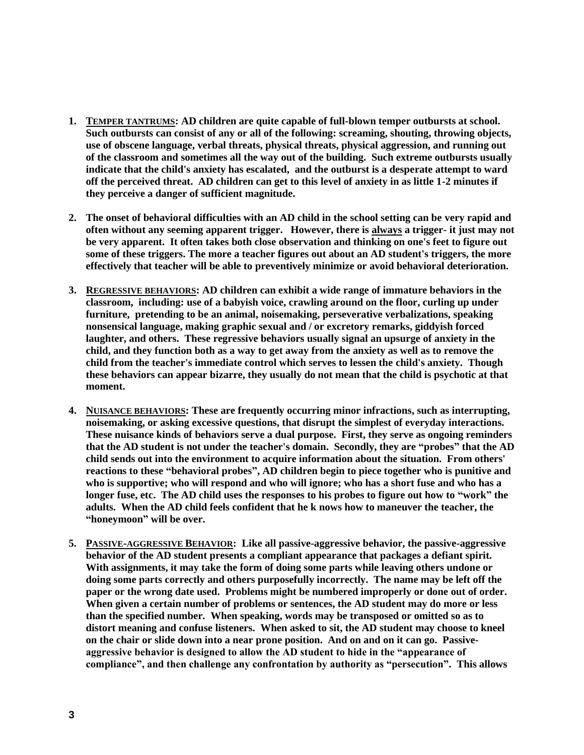1. **<u>TEMPER TANTRUMS</u>: AD children are quite capable of full-blown temper outbursts at school. Such outbursts can consist of any or all of the following: screaming, shouting, throwing objects, use of obscene language, verbal threats, physical threats, physical aggression, and running out of the classroom and sometimes all the way out of the building. Such extreme outbursts usually indicate that the child's anxiety has escalated, and the outburst is a desperate attempt to ward off the perceived threat. AD children can get to this level of anxiety in as little 1-2 minutes if they perceive a danger of sufficient magnitude.**

2. **The onset of behavioral difficulties with an AD child in the school setting can be very rapid and often without any seeming apparent trigger. However, there is <u>always</u> a trigger- it just may not be very apparent. It often takes both close observation and thinking on one's feet to figure out some of these triggers. The more a teacher figures out about an AD student's triggers, the more effectively that teacher will be able to preventively minimize or avoid behavioral deterioration.**

3. **<u>REGRESSIVE BEHAVIORS</u>: AD children can exhibit a wide range of immature behaviors in the classroom, including: use of a babyish voice, crawling around on the floor, curling up under furniture, pretending to be an animal, noisemaking, perseverative verbalizations, speaking nonsensical language, making graphic sexual and / or excretory remarks, giddyish forced laughter, and others. These regressive behaviors usually signal an upsurge of anxiety in the child, and they function both as a way to get away from the anxiety as well as to remove the child from the teacher's immediate control which serves to lessen the child's anxiety. Though these behaviors can appear bizarre, they usually do not mean that the child is psychotic at that moment.**

4. **<u>NUISANCE BEHAVIORS</u>: These are frequently occurring minor infractions, such as interrupting, noisemaking, or asking excessive questions, that disrupt the simplest of everyday interactions. These nuisance kinds of behaviors serve a dual purpose. First, they serve as ongoing reminders that the AD student is not under the teacher's domain. Secondly, they are "probes" that the AD child sends out into the environment to acquire information about the situation. From others' reactions to these "behavioral probes", AD children begin to piece together who is punitive and who is supportive; who will respond and who will ignore; who has a short fuse and who has a longer fuse, etc. The AD child uses the responses to his probes to figure out how to "work" the adults. When the AD child feels confident that he k nows how to maneuver the teacher, the "honeymoon" will be over.**

5. **<u>PASSIVE-AGGRESSIVE BEHAVIOR</u>: Like all passive-aggressive behavior, the passive-aggressive behavior of the AD student presents a compliant appearance that packages a defiant spirit. With assignments, it may take the form of doing some parts while leaving others undone or doing some parts correctly and others purposefully incorrectly. The name may be left off the paper or the wrong date used. Problems might be numbered improperly or done out of order. When given a certain number of problems or sentences, the AD student may do more or less than the specified number. When speaking, words may be transposed or omitted so as to distort meaning and confuse listeners. When asked to sit, the AD student may choose to kneel on the chair or slide down into a near prone position. And on and on it can go. Passive-aggressive behavior is designed to allow the AD student to hide in the "appearance of compliance", and then challenge any confrontation by authority as "persecution". This allows**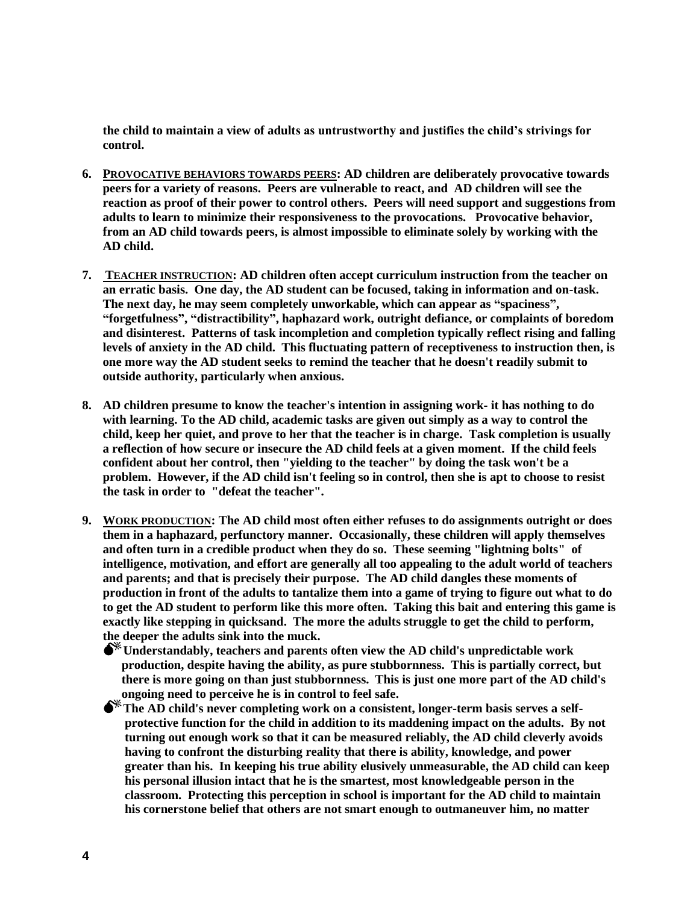**the child to maintain a view of adults as untrustworthy and justifies the child's strivings for control.**

6. **<u>PROVOCATIVE BEHAVIORS TOWARDS PEERS</u>: AD children are deliberately provocative towards peers for a variety of reasons. Peers are vulnerable to react, and AD children will see the reaction as proof of their power to control others. Peers will need support and suggestions from adults to learn to minimize their responsiveness to the provocations. Provocative behavior, from an AD child towards peers, is almost impossible to eliminate solely by working with the AD child.**

7. **<u>TEACHER INSTRUCTION</u>: AD children often accept curriculum instruction from the teacher on an erratic basis. One day, the AD student can be focused, taking in information and on-task. The next day, he may seem completely unworkable, which can appear as "spaciness", "forgetfulness", "distractibility", haphazard work, outright defiance, or complaints of boredom and disinterest. Patterns of task incompletion and completion typically reflect rising and falling levels of anxiety in the AD child. This fluctuating pattern of receptiveness to instruction then, is one more way the AD student seeks to remind the teacher that he doesn't readily submit to outside authority, particularly when anxious.**

8. **AD children presume to know the teacher's intention in assigning work- it has nothing to do with learning. To the AD child, academic tasks are given out simply as a way to control the child, keep her quiet, and prove to her that the teacher is in charge. Task completion is usually a reflection of how secure or insecure the AD child feels at a given moment. If the child feels confident about her control, then "yielding to the teacher" by doing the task won't be a problem. However, if the AD child isn't feeling so in control, then she is apt to choose to resist the task in order to "defeat the teacher".**

9. **<u>WORK PRODUCTION</u>: The AD child most often either refuses to do assignments outright or does them in a haphazard, perfunctory manner. Occasionally, these children will apply themselves and often turn in a credible product when they do so. These seeming "lightning bolts" of intelligence, motivation, and effort are generally all too appealing to the adult world of teachers and parents; and that is precisely their purpose. The AD child dangles these moments of production in front of the adults to tantalize them into a game of trying to figure out what to do to get the AD student to perform like this more often. Taking this bait and entering this game is exactly like stepping in quicksand. The more the adults struggle to get the child to perform, the deeper the adults sink into the muck.**
   - **Understandably, teachers and parents often view the AD child's unpredictable work production, despite having the ability, as pure stubbornness. This is partially correct, but there is more going on than just stubbornness. This is just one more part of the AD child's ongoing need to perceive he is in control to feel safe.**
   - **The AD child's never completing work on a consistent, longer-term basis serves a self-protective function for the child in addition to its maddening impact on the adults. By not turning out enough work so that it can be measured reliably, the AD child cleverly avoids having to confront the disturbing reality that there is ability, knowledge, and power greater than his. In keeping his true ability elusively unmeasurable, the AD child can keep his personal illusion intact that he is the smartest, most knowledgeable person in the classroom. Protecting this perception in school is important for the AD child to maintain his cornerstone belief that others are not smart enough to outmaneuver him, no matter**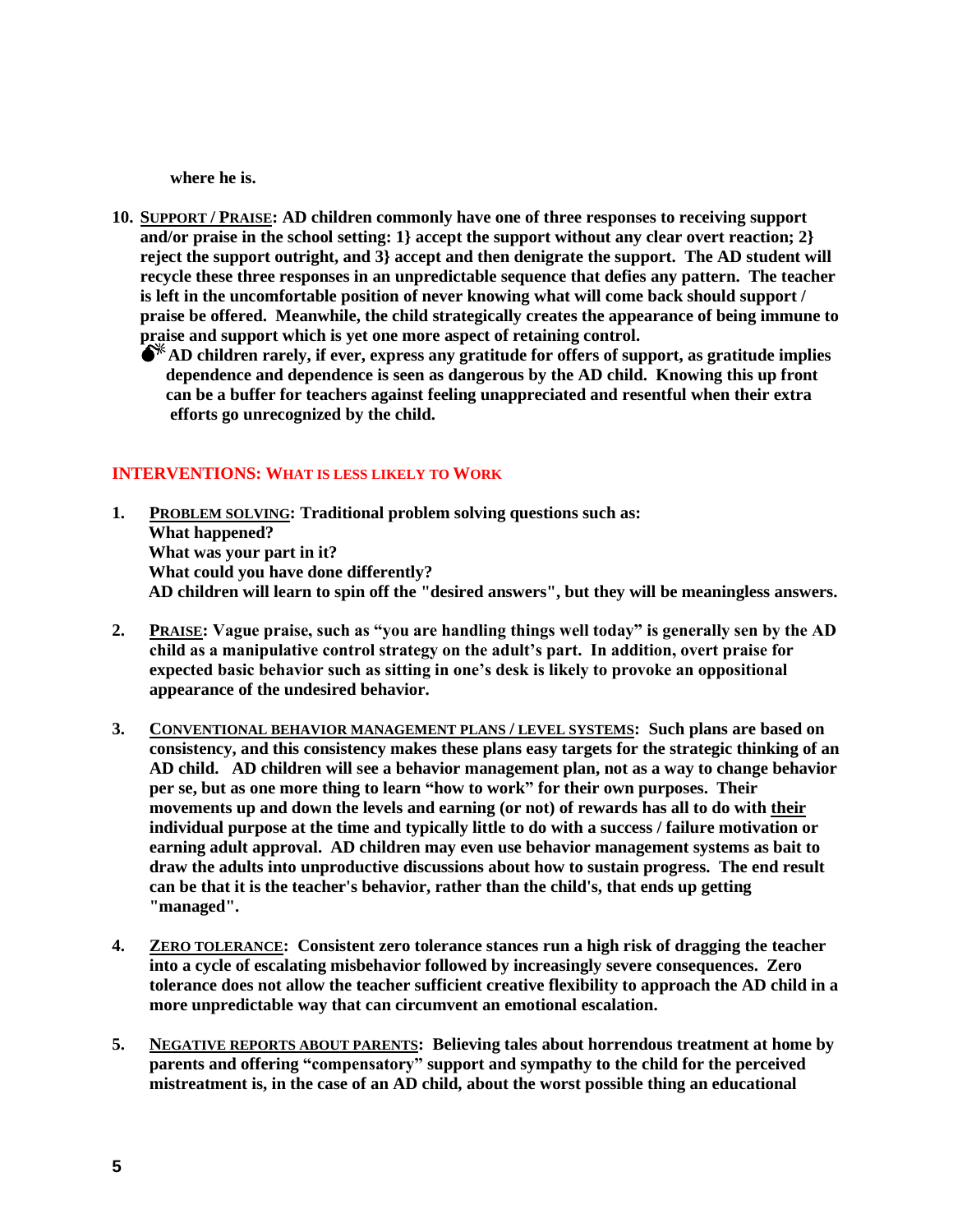**where he is.**

10. **<u>Support / Praise</u>: AD children commonly have one of three responses to receiving support and/or praise in the school setting: 1} accept the support without any clear overt reaction; 2} reject the support outright, and 3} accept and then denigrate the support. The AD student will recycle these three responses in an unpredictable sequence that defies any pattern. The teacher is left in the uncomfortable position of never knowing what will come back should support / praise be offered. Meanwhile, the child strategically creates the appearance of being immune to praise and support which is yet one more aspect of retaining control.**
    - **AD children rarely, if ever, express any gratitude for offers of support, as gratitude implies dependence and dependence is seen as dangerous by the AD child. Knowing this up front can be a buffer for teachers against feeling unappreciated and resentful when their extra efforts go unrecognized by the child.**

## INTERVENTIONS: What is less likely to Work

1. **<u>Problem solving</u>: Traditional problem solving questions such as:**
   **What happened?**
   **What was your part in it?**
   **What could you have done differently?**
   **AD children will learn to spin off the "desired answers", but they will be meaningless answers.**

2. **<u>Praise</u>: Vague praise, such as "you are handling things well today" is generally sen by the AD child as a manipulative control strategy on the adult's part. In addition, overt praise for expected basic behavior such as sitting in one's desk is likely to provoke an oppositional appearance of the undesired behavior.**

3. **<u>Conventional behavior management plans / level systems</u>: Such plans are based on consistency, and this consistency makes these plans easy targets for the strategic thinking of an AD child. AD children will see a behavior management plan, not as a way to change behavior per se, but as one more thing to learn "how to work" for their own purposes. Their movements up and down the levels and earning (or not) of rewards has all to do with <u>their</u> individual purpose at the time and typically little to do with a success / failure motivation or earning adult approval. AD children may even use behavior management systems as bait to draw the adults into unproductive discussions about how to sustain progress. The end result can be that it is the teacher's behavior, rather than the child's, that ends up getting "managed".**

4. **<u>Zero tolerance</u>: Consistent zero tolerance stances run a high risk of dragging the teacher into a cycle of escalating misbehavior followed by increasingly severe consequences. Zero tolerance does not allow the teacher sufficient creative flexibility to approach the AD child in a more unpredictable way that can circumvent an emotional escalation.**

5. **<u>Negative reports about parents</u>: Believing tales about horrendous treatment at home by parents and offering "compensatory" support and sympathy to the child for the perceived mistreatment is, in the case of an AD child, about the worst possible thing an educational**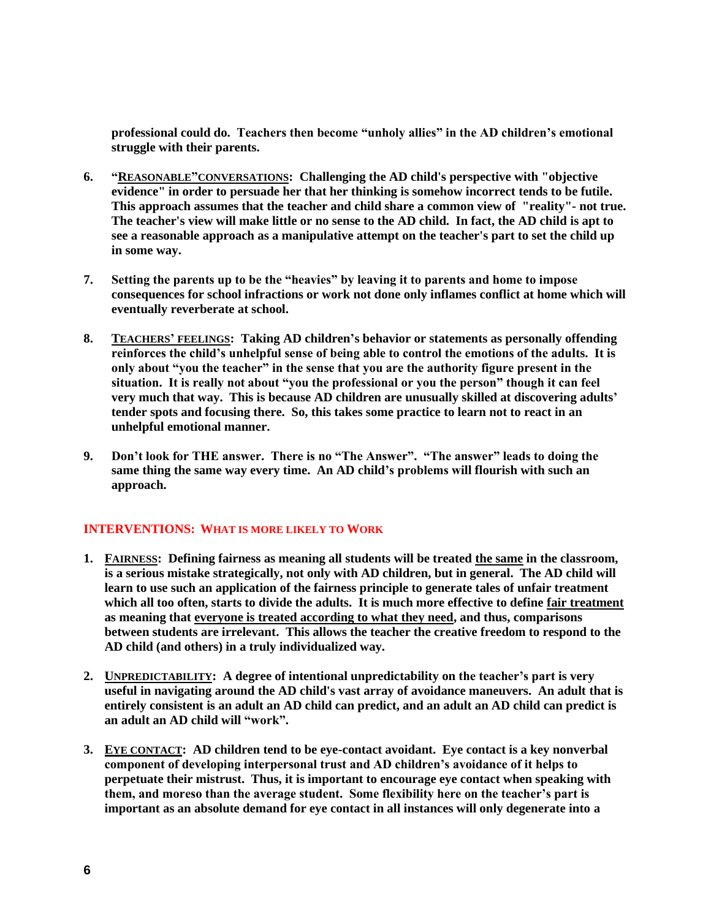**professional could do. Teachers then become "unholy allies" in the AD children's emotional struggle with their parents.**

6. **"<u>REASONABLE"CONVERSATIONS</u>: Challenging the AD child's perspective with "objective evidence" in order to persuade her that her thinking is somehow incorrect tends to be futile. This approach assumes that the teacher and child share a common view of "reality"- not true. The teacher's view will make little or no sense to the AD child. In fact, the AD child is apt to see a reasonable approach as a manipulative attempt on the teacher's part to set the child up in some way.**

7. **Setting the parents up to be the "heavies" by leaving it to parents and home to impose consequences for school infractions or work not done only inflames conflict at home which will eventually reverberate at school.**

8. **<u>TEACHERS' FEELINGS</u>: Taking AD children's behavior or statements as personally offending reinforces the child's unhelpful sense of being able to control the emotions of the adults. It is only about "you the teacher" in the sense that you are the authority figure present in the situation. It is really not about "you the professional or you the person" though it can feel very much that way. This is because AD children are unusually skilled at discovering adults' tender spots and focusing there. So, this takes some practice to learn not to react in an unhelpful emotional manner.**

9. **Don't look for THE answer. There is no "The Answer". "The answer" leads to doing the same thing the same way every time. An AD child's problems will flourish with such an approach.**

## INTERVENTIONS: WHAT IS MORE LIKELY TO WORK

1. **<u>FAIRNESS</u>: Defining fairness as meaning all students will be treated <u>the same</u> in the classroom, is a serious mistake strategically, not only with AD children, but in general. The AD child will learn to use such an application of the fairness principle to generate tales of unfair treatment which all too often, starts to divide the adults. It is much more effective to define <u>fair treatment</u> as meaning that <u>everyone is treated according to what they need</u>, and thus, comparisons between students are irrelevant. This allows the teacher the creative freedom to respond to the AD child (and others) in a truly individualized way.**

2. **<u>UNPREDICTABILITY</u>: A degree of intentional unpredictability on the teacher's part is very useful in navigating around the AD child's vast array of avoidance maneuvers. An adult that is entirely consistent is an adult an AD child can predict, and an adult an AD child can predict is an adult an AD child will "work".**

3. **<u>EYE CONTACT</u>: AD children tend to be eye-contact avoidant. Eye contact is a key nonverbal component of developing interpersonal trust and AD children's avoidance of it helps to perpetuate their mistrust. Thus, it is important to encourage eye contact when speaking with them, and moreso than the average student. Some flexibility here on the teacher's part is important as an absolute demand for eye contact in all instances will only degenerate into a**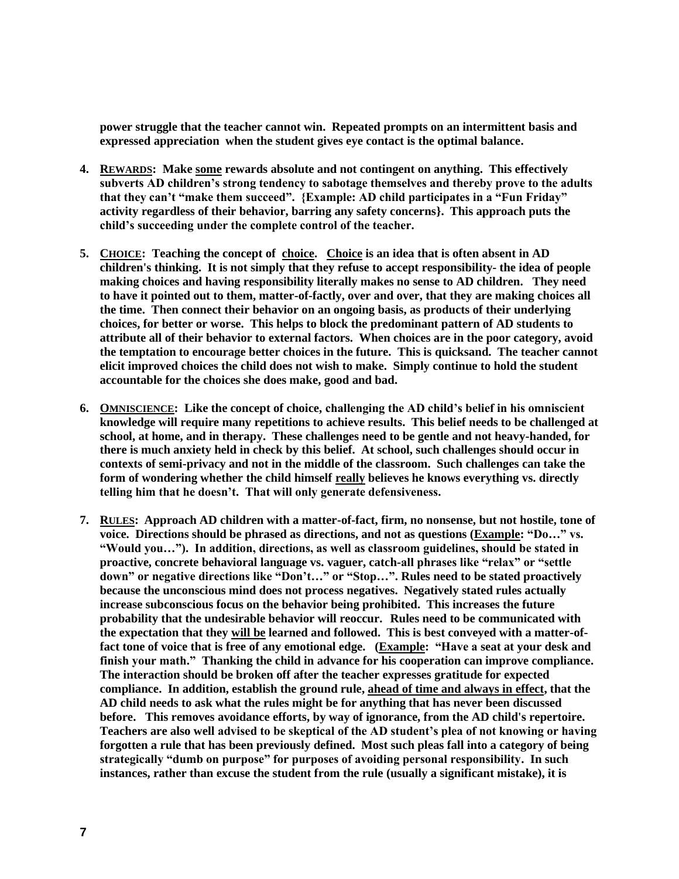**power struggle that the teacher cannot win. Repeated prompts on an intermittent basis and expressed appreciation when the student gives eye contact is the optimal balance.**

4. **<u>REWARDS</u>: Make <u>some</u> rewards absolute and not contingent on anything. This effectively subverts AD children's strong tendency to sabotage themselves and thereby prove to the adults that they can't "make them succeed". {Example: AD child participates in a "Fun Friday" activity regardless of their behavior, barring any safety concerns}. This approach puts the child's succeeding under the complete control of the teacher.**

5. **<u>CHOICE</u>: Teaching the concept of <u>choice</u>. <u>Choice</u> is an idea that is often absent in AD children's thinking. It is not simply that they refuse to accept responsibility- the idea of people making choices and having responsibility literally makes no sense to AD children. They need to have it pointed out to them, matter-of-factly, over and over, that they are making choices all the time. Then connect their behavior on an ongoing basis, as products of their underlying choices, for better or worse. This helps to block the predominant pattern of AD students to attribute all of their behavior to external factors. When choices are in the poor category, avoid the temptation to encourage better choices in the future. This is quicksand. The teacher cannot elicit improved choices the child does not wish to make. Simply continue to hold the student accountable for the choices she does make, good and bad.**

6. **<u>OMNISCIENCE</u>: Like the concept of choice, challenging the AD child's belief in his omniscient knowledge will require many repetitions to achieve results. This belief needs to be challenged at school, at home, and in therapy. These challenges need to be gentle and not heavy-handed, for there is much anxiety held in check by this belief. At school, such challenges should occur in contexts of semi-privacy and not in the middle of the classroom. Such challenges can take the form of wondering whether the child himself <u>really</u> believes he knows everything vs. directly telling him that he doesn't. That will only generate defensiveness.**

7. **<u>RULES</u>: Approach AD children with a matter-of-fact, firm, no nonsense, but not hostile, tone of voice. Directions should be phrased as directions, and not as questions (<u>Example</u>: "Do…" vs. "Would you…"). In addition, directions, as well as classroom guidelines, should be stated in proactive, concrete behavioral language vs. vaguer, catch-all phrases like "relax" or "settle down" or negative directions like "Don't…" or "Stop…". Rules need to be stated proactively because the unconscious mind does not process negatives. Negatively stated rules actually increase subconscious focus on the behavior being prohibited. This increases the future probability that the undesirable behavior will reoccur. Rules need to be communicated with the expectation that they <u>will be</u> learned and followed. This is best conveyed with a matter-of-fact tone of voice that is free of any emotional edge. (<u>Example</u>: "Have a seat at your desk and finish your math." Thanking the child in advance for his cooperation can improve compliance. The interaction should be broken off after the teacher expresses gratitude for expected compliance. In addition, establish the ground rule, <u>ahead of time and always in effect</u>, that the AD child needs to ask what the rules might be for anything that has never been discussed before. This removes avoidance efforts, by way of ignorance, from the AD child's repertoire. Teachers are also well advised to be skeptical of the AD student's plea of not knowing or having forgotten a rule that has been previously defined. Most such pleas fall into a category of being strategically "dumb on purpose" for purposes of avoiding personal responsibility. In such instances, rather than excuse the student from the rule (usually a significant mistake), it is**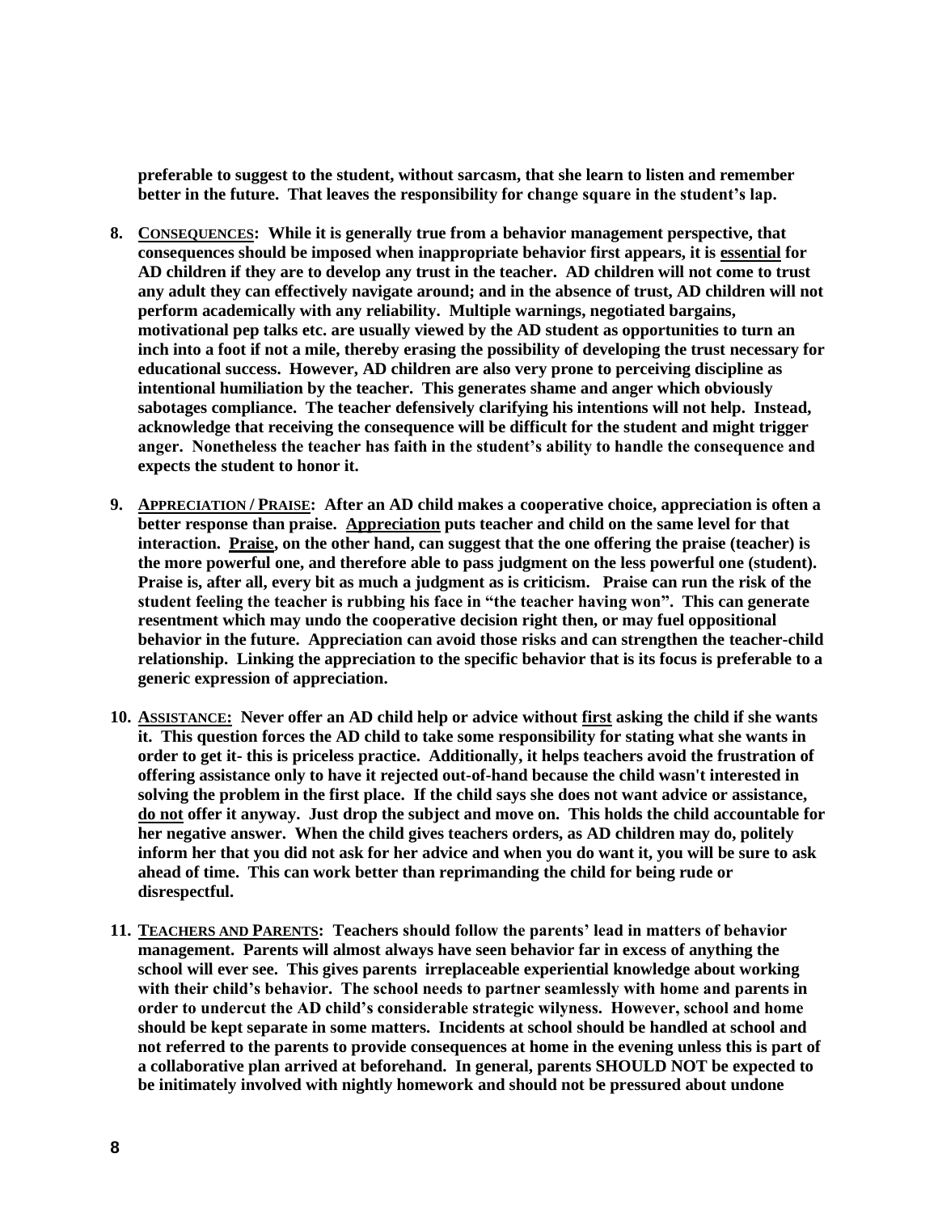**preferable to suggest to the student, without sarcasm, that she learn to listen and remember better in the future. That leaves the responsibility for change square in the student's lap.**

8. **CONSEQUENCES: While it is generally true from a behavior management perspective, that consequences should be imposed when inappropriate behavior first appears, it is essential for AD children if they are to develop any trust in the teacher. AD children will not come to trust any adult they can effectively navigate around; and in the absence of trust, AD children will not perform academically with any reliability. Multiple warnings, negotiated bargains, motivational pep talks etc. are usually viewed by the AD student as opportunities to turn an inch into a foot if not a mile, thereby erasing the possibility of developing the trust necessary for educational success. However, AD children are also very prone to perceiving discipline as intentional humiliation by the teacher. This generates shame and anger which obviously sabotages compliance. The teacher defensively clarifying his intentions will not help. Instead, acknowledge that receiving the consequence will be difficult for the student and might trigger anger. Nonetheless the teacher has faith in the student's ability to handle the consequence and expects the student to honor it.**

9. **APPRECIATION / PRAISE: After an AD child makes a cooperative choice, appreciation is often a better response than praise. Appreciation puts teacher and child on the same level for that interaction. Praise, on the other hand, can suggest that the one offering the praise (teacher) is the more powerful one, and therefore able to pass judgment on the less powerful one (student). Praise is, after all, every bit as much a judgment as is criticism. Praise can run the risk of the student feeling the teacher is rubbing his face in "the teacher having won". This can generate resentment which may undo the cooperative decision right then, or may fuel oppositional behavior in the future. Appreciation can avoid those risks and can strengthen the teacher-child relationship. Linking the appreciation to the specific behavior that is its focus is preferable to a generic expression of appreciation.**

10. **ASSISTANCE: Never offer an AD child help or advice without first asking the child if she wants it. This question forces the AD child to take some responsibility for stating what she wants in order to get it- this is priceless practice. Additionally, it helps teachers avoid the frustration of offering assistance only to have it rejected out-of-hand because the child wasn't interested in solving the problem in the first place. If the child says she does not want advice or assistance, do not offer it anyway. Just drop the subject and move on. This holds the child accountable for her negative answer. When the child gives teachers orders, as AD children may do, politely inform her that you did not ask for her advice and when you do want it, you will be sure to ask ahead of time. This can work better than reprimanding the child for being rude or disrespectful.**

11. **TEACHERS AND PARENTS: Teachers should follow the parents' lead in matters of behavior management. Parents will almost always have seen behavior far in excess of anything the school will ever see. This gives parents irreplaceable experiential knowledge about working with their child's behavior. The school needs to partner seamlessly with home and parents in order to undercut the AD child's considerable strategic wilyness. However, school and home should be kept separate in some matters. Incidents at school should be handled at school and not referred to the parents to provide consequences at home in the evening unless this is part of a collaborative plan arrived at beforehand. In general, parents SHOULD NOT be expected to be initimately involved with nightly homework and should not be pressured about undone**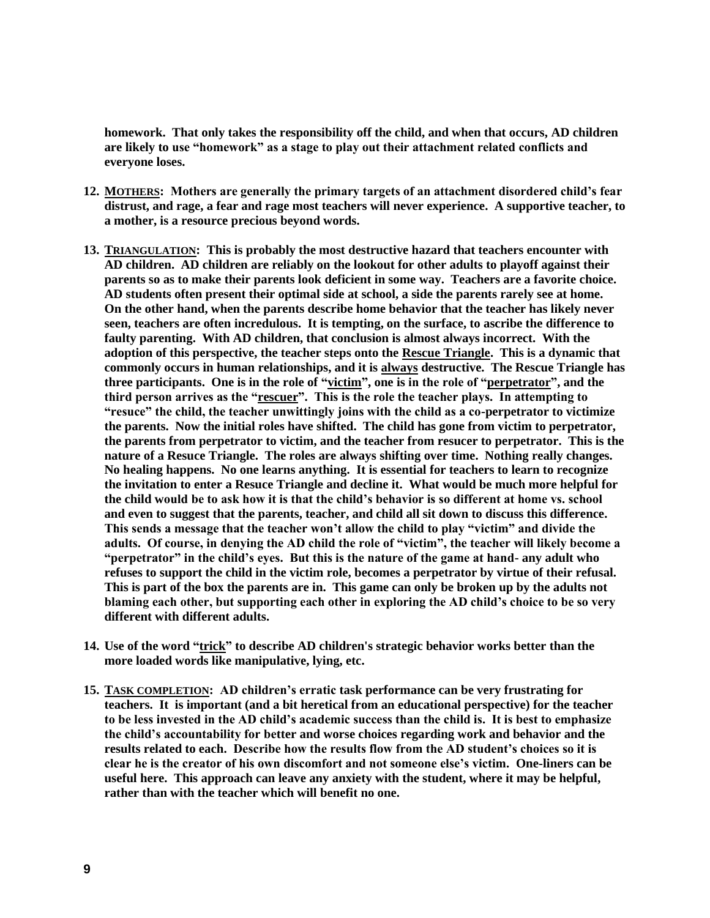**homework. That only takes the responsibility off the child, and when that occurs, AD children are likely to use "homework" as a stage to play out their attachment related conflicts and everyone loses.**

12. **<u>MOTHERS</u>: Mothers are generally the primary targets of an attachment disordered child's fear distrust, and rage, a fear and rage most teachers will never experience. A supportive teacher, to a mother, is a resource precious beyond words.**

13. **<u>TRIANGULATION</u>: This is probably the most destructive hazard that teachers encounter with AD children. AD children are reliably on the lookout for other adults to playoff against their parents so as to make their parents look deficient in some way. Teachers are a favorite choice. AD students often present their optimal side at school, a side the parents rarely see at home. On the other hand, when the parents describe home behavior that the teacher has likely never seen, teachers are often incredulous. It is tempting, on the surface, to ascribe the difference to faulty parenting. With AD children, that conclusion is almost always incorrect. With the adoption of this perspective, the teacher steps onto the <u>Rescue Triangle</u>. This is a dynamic that commonly occurs in human relationships, and it is <u>always</u> destructive. The Rescue Triangle has three participants. One is in the role of "<u>victim</u>", one is in the role of "<u>perpetrator</u>", and the third person arrives as the "<u>rescuer</u>". This is the role the teacher plays. In attempting to "resuce" the child, the teacher unwittingly joins with the child as a co-perpetrator to victimize the parents. Now the initial roles have shifted. The child has gone from victim to perpetrator, the parents from perpetrator to victim, and the teacher from resucer to perpetrator. This is the nature of a Resuce Triangle. The roles are always shifting over time. Nothing really changes. No healing happens. No one learns anything. It is essential for teachers to learn to recognize the invitation to enter a Resuce Triangle and decline it. What would be much more helpful for the child would be to ask how it is that the child's behavior is so different at home vs. school and even to suggest that the parents, teacher, and child all sit down to discuss this difference. This sends a message that the teacher won't allow the child to play "victim" and divide the adults. Of course, in denying the AD child the role of "victim", the teacher will likely become a "perpetrator" in the child's eyes. But this is the nature of the game at hand- any adult who refuses to support the child in the victim role, becomes a perpetrator by virtue of their refusal. This is part of the box the parents are in. This game can only be broken up by the adults not blaming each other, but supporting each other in exploring the AD child's choice to be so very different with different adults.**

14. **Use of the word "<u>trick</u>" to describe AD children's strategic behavior works better than the more loaded words like manipulative, lying, etc.**

15. **<u>TASK COMPLETION</u>: AD children's erratic task performance can be very frustrating for teachers. It is important (and a bit heretical from an educational perspective) for the teacher to be less invested in the AD child's academic success than the child is. It is best to emphasize the child's accountability for better and worse choices regarding work and behavior and the results related to each. Describe how the results flow from the AD student's choices so it is clear he is the creator of his own discomfort and not someone else's victim. One-liners can be useful here. This approach can leave any anxiety with the student, where it may be helpful, rather than with the teacher which will benefit no one.**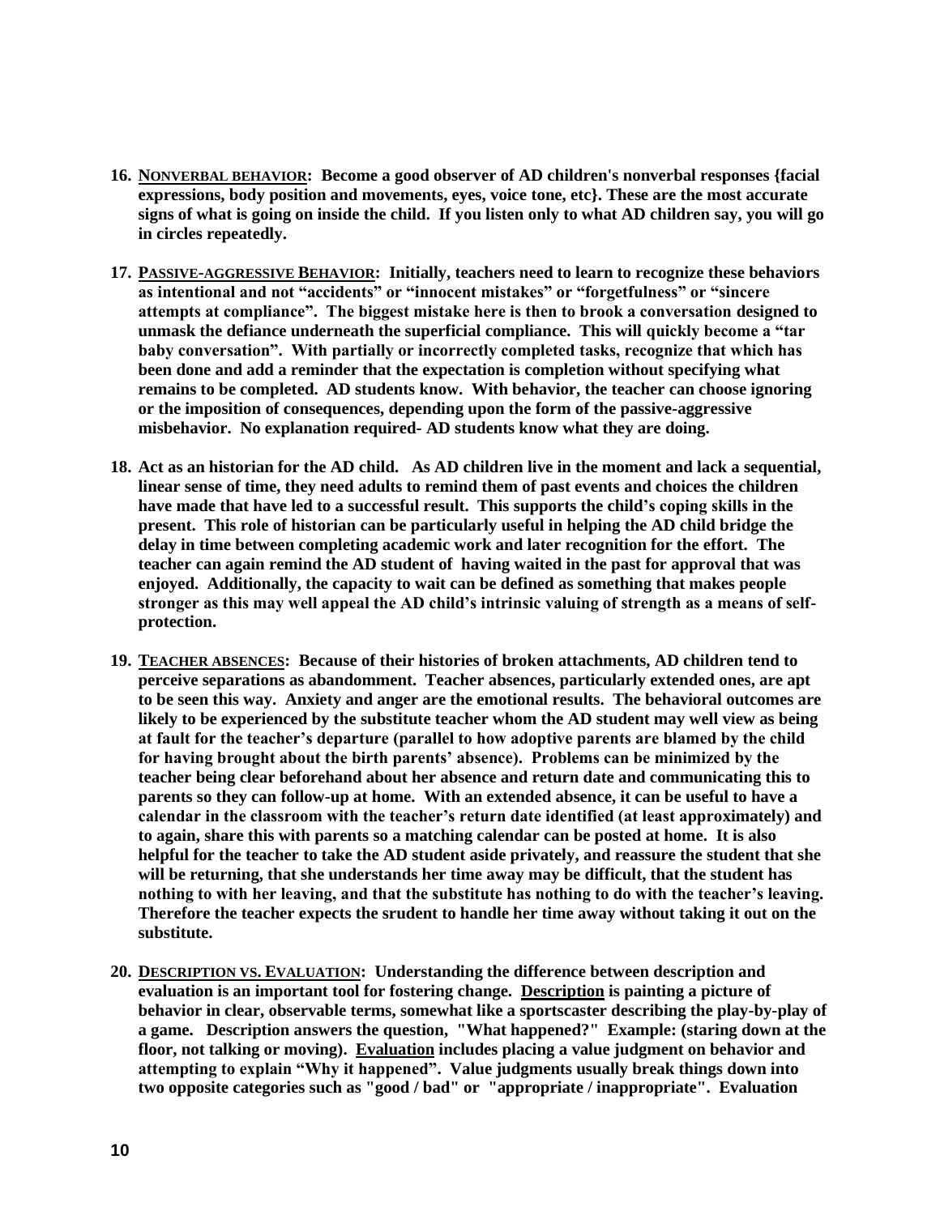16. **<u>NONVERBAL BEHAVIOR</u>: Become a good observer of AD children's nonverbal responses {facial expressions, body position and movements, eyes, voice tone, etc}. These are the most accurate signs of what is going on inside the child. If you listen only to what AD children say, you will go in circles repeatedly.**

17. **<u>PASSIVE-AGGRESSIVE BEHAVIOR</u>: Initially, teachers need to learn to recognize these behaviors as intentional and not "accidents" or "innocent mistakes" or "forgetfulness" or "sincere attempts at compliance". The biggest mistake here is then to brook a conversation designed to unmask the defiance underneath the superficial compliance. This will quickly become a "tar baby conversation". With partially or incorrectly completed tasks, recognize that which has been done and add a reminder that the expectation is completion without specifying what remains to be completed. AD students know. With behavior, the teacher can choose ignoring or the imposition of consequences, depending upon the form of the passive-aggressive misbehavior. No explanation required- AD students know what they are doing.**

18. **Act as an historian for the AD child. As AD children live in the moment and lack a sequential, linear sense of time, they need adults to remind them of past events and choices the children have made that have led to a successful result. This supports the child's coping skills in the present. This role of historian can be particularly useful in helping the AD child bridge the delay in time between completing academic work and later recognition for the effort. The teacher can again remind the AD student of having waited in the past for approval that was enjoyed. Additionally, the capacity to wait can be defined as something that makes people stronger as this may well appeal the AD child's intrinsic valuing of strength as a means of self-protection.**

19. **<u>TEACHER ABSENCES</u>: Because of their histories of broken attachments, AD children tend to perceive separations as abandomment. Teacher absences, particularly extended ones, are apt to be seen this way. Anxiety and anger are the emotional results. The behavioral outcomes are likely to be experienced by the substitute teacher whom the AD student may well view as being at fault for the teacher's departure (parallel to how adoptive parents are blamed by the child for having brought about the birth parents' absence). Problems can be minimized by the teacher being clear beforehand about her absence and return date and communicating this to parents so they can follow-up at home. With an extended absence, it can be useful to have a calendar in the classroom with the teacher's return date identified (at least approximately) and to again, share this with parents so a matching calendar can be posted at home. It is also helpful for the teacher to take the AD student aside privately, and reassure the student that she will be returning, that she understands her time away may be difficult, that the student has nothing to with her leaving, and that the substitute has nothing to do with the teacher's leaving. Therefore the teacher expects the srudent to handle her time away without taking it out on the substitute.**

20. **<u>DESCRIPTION VS. EVALUATION</u>: Understanding the difference between description and evaluation is an important tool for fostering change. <u>Description</u> is painting a picture of behavior in clear, observable terms, somewhat like a sportscaster describing the play-by-play of a game. Description answers the question, "What happened?" Example: (staring down at the floor, not talking or moving). <u>Evaluation</u> includes placing a value judgment on behavior and attempting to explain "Why it happened". Value judgments usually break things down into two opposite categories such as "good / bad" or "appropriate / inappropriate". Evaluation**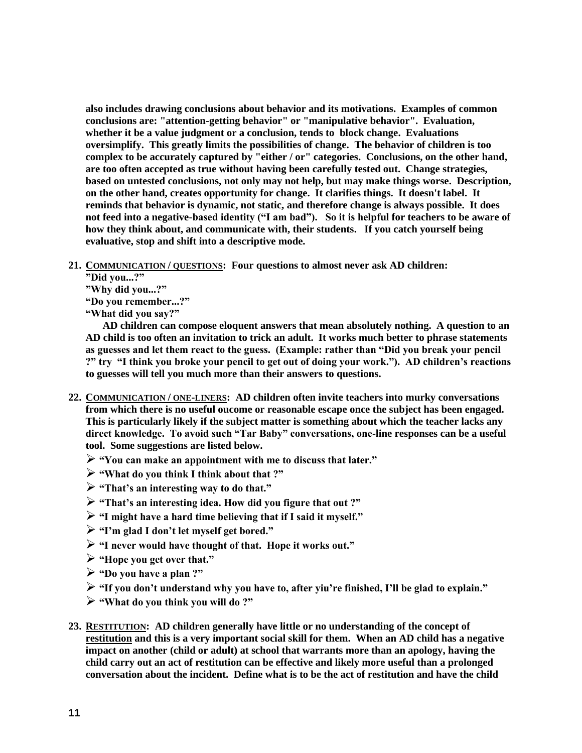**also includes drawing conclusions about behavior and its motivations. Examples of common conclusions are: "attention-getting behavior" or "manipulative behavior". Evaluation, whether it be a value judgment or a conclusion, tends to block change. Evaluations oversimplify. This greatly limits the possibilities of change. The behavior of children is too complex to be accurately captured by "either / or" categories. Conclusions, on the other hand, are too often accepted as true without having been carefully tested out. Change strategies, based on untested conclusions, not only may not help, but may make things worse. Description, on the other hand, creates opportunity for change. It clarifies things. It doesn't label. It reminds that behavior is dynamic, not static, and therefore change is always possible. It does not feed into a negative-based identity ("I am bad"). So it is helpful for teachers to be aware of how they think about, and communicate with, their students. If you catch yourself being evaluative, stop and shift into a descriptive mode.**

21. **<u>COMMUNICATION / QUESTIONS</u>: Four questions to almost never ask AD children:**
    **"Did you...?"**
    **"Why did you...?"**
    **"Do you remember...?"**
    **"What did you say?"**

    **AD children can compose eloquent answers that mean absolutely nothing. A question to an AD child is too often an invitation to trick an adult. It works much better to phrase statements as guesses and let them react to the guess. (Example: rather than "Did you break your pencil ?" try "I think you broke your pencil to get out of doing your work."). AD children's reactions to guesses will tell you much more than their answers to questions.**

22. **<u>COMMUNICATION / ONE-LINERS</u>: AD children often invite teachers into murky conversations from which there is no useful oucome or reasonable escape once the subject has been engaged. This is particularly likely if the subject matter is something about which the teacher lacks any direct knowledge. To avoid such "Tar Baby" conversations, one-line responses can be a useful tool. Some suggestions are listed below.**
    - **"You can make an appointment with me to discuss that later."**
    - **"What do you think I think about that ?"**
    - **"That's an interesting way to do that."**
    - **"That's an interesting idea. How did you figure that out ?"**
    - **"I might have a hard time believing that if I said it myself."**
    - **"I'm glad I don't let myself get bored."**
    - **"I never would have thought of that. Hope it works out."**
    - **"Hope you get over that."**
    - **"Do you have a plan ?"**
    - **"If you don't understand why you have to, after yiu're finished, I'll be glad to explain."**
    - **"What do you think you will do ?"**

23. **<u>RESTITUTION</u>: AD children generally have little or no understanding of the concept of <u>restitution</u> and this is a very important social skill for them. When an AD child has a negative impact on another (child or adult) at school that warrants more than an apology, having the child carry out an act of restitution can be effective and likely more useful than a prolonged conversation about the incident. Define what is to be the act of restitution and have the child**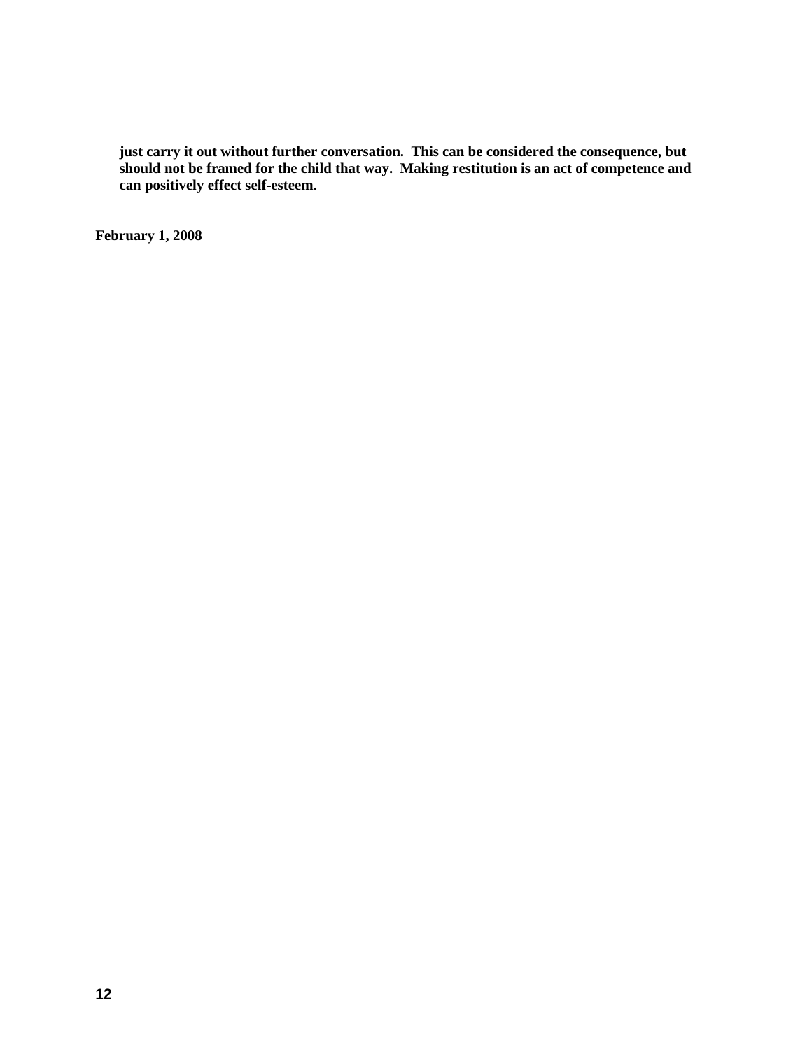**just carry it out without further conversation. This can be considered the consequence, but should not be framed for the child that way. Making restitution is an act of competence and can positively effect self-esteem.**

**February 1, 2008**